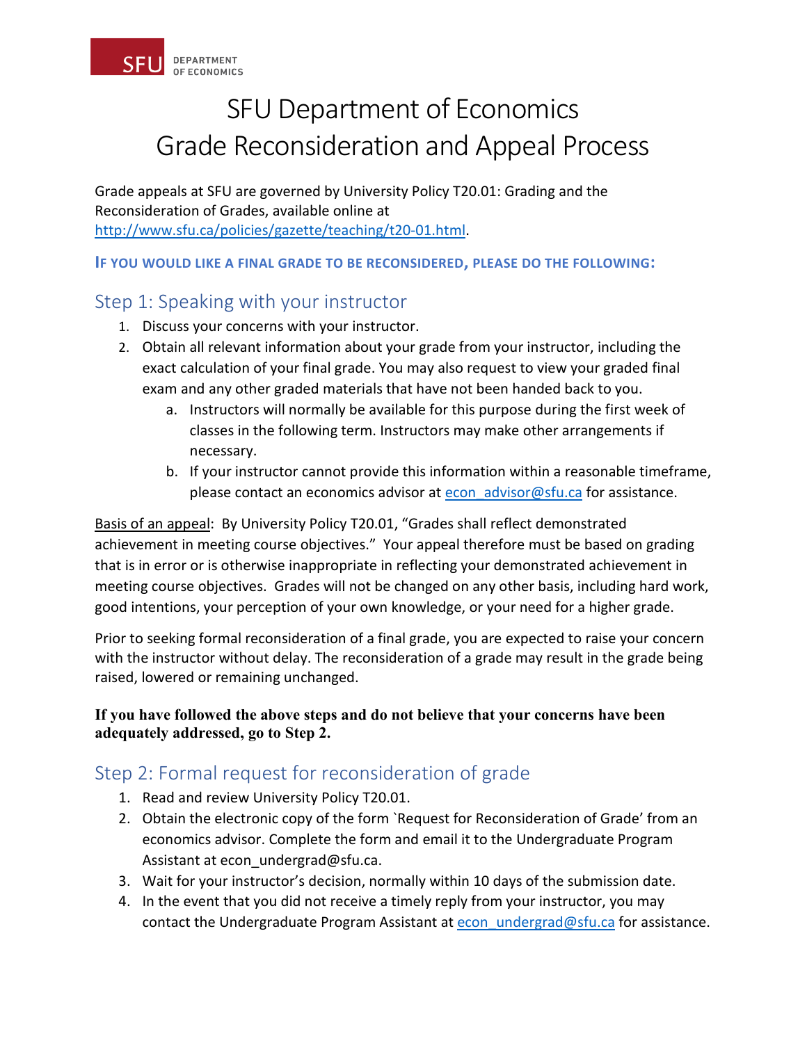SFU DEPARTMENT OF ECONOMICS

# SFU Department of Economics
# Grade Reconsideration and Appeal Process

Grade appeals at SFU are governed by University Policy T20.01: Grading and the Reconsideration of Grades, available online at http://www.sfu.ca/policies/gazette/teaching/t20-01.html.

**IF YOU WOULD LIKE A FINAL GRADE TO BE RECONSIDERED, PLEASE DO THE FOLLOWING:**

## Step 1: Speaking with your instructor

1. Discuss your concerns with your instructor.
2. Obtain all relevant information about your grade from your instructor, including the exact calculation of your final grade. You may also request to view your graded final exam and any other graded materials that have not been handed back to you.
   a. Instructors will normally be available for this purpose during the first week of classes in the following term. Instructors may make other arrangements if necessary.
   b. If your instructor cannot provide this information within a reasonable timeframe, please contact an economics advisor at econ_advisor@sfu.ca for assistance.

Basis of an appeal: By University Policy T20.01, "Grades shall reflect demonstrated achievement in meeting course objectives." Your appeal therefore must be based on grading that is in error or is otherwise inappropriate in reflecting your demonstrated achievement in meeting course objectives. Grades will not be changed on any other basis, including hard work, good intentions, your perception of your own knowledge, or your need for a higher grade.

Prior to seeking formal reconsideration of a final grade, you are expected to raise your concern with the instructor without delay. The reconsideration of a grade may result in the grade being raised, lowered or remaining unchanged.

**If you have followed the above steps and do not believe that your concerns have been adequately addressed, go to Step 2.**

## Step 2: Formal request for reconsideration of grade

1. Read and review University Policy T20.01.
2. Obtain the electronic copy of the form `Request for Reconsideration of Grade' from an economics advisor. Complete the form and email it to the Undergraduate Program Assistant at econ_undergrad@sfu.ca.
3. Wait for your instructor's decision, normally within 10 days of the submission date.
4. In the event that you did not receive a timely reply from your instructor, you may contact the Undergraduate Program Assistant at econ_undergrad@sfu.ca for assistance.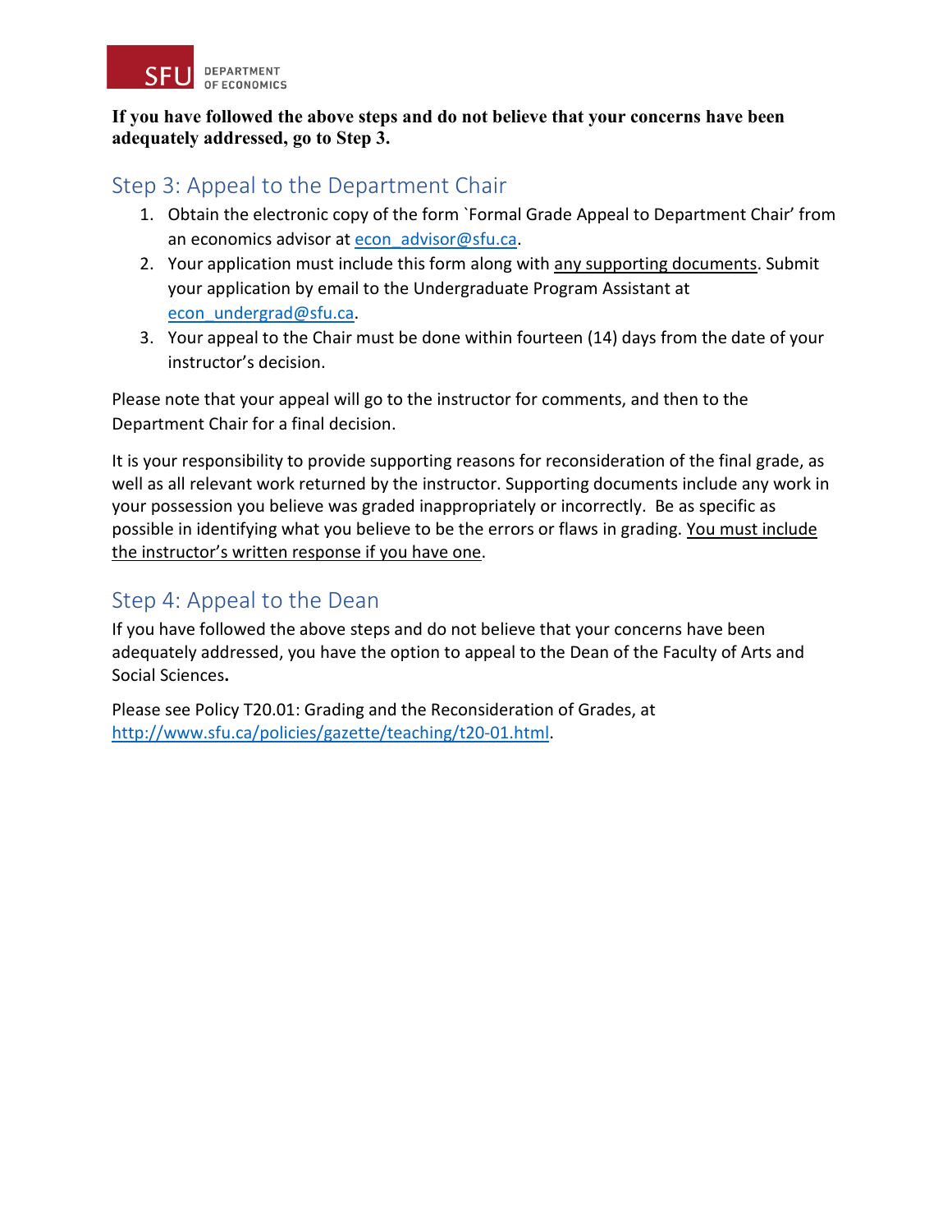**If you have followed the above steps and do not believe that your concerns have been adequately addressed, go to Step 3.**

## Step 3: Appeal to the Department Chair

1. Obtain the electronic copy of the form `Formal Grade Appeal to Department Chair' from an economics advisor at econ_advisor@sfu.ca.
2. Your application must include this form along with any supporting documents. Submit your application by email to the Undergraduate Program Assistant at econ_undergrad@sfu.ca.
3. Your appeal to the Chair must be done within fourteen (14) days from the date of your instructor's decision.

Please note that your appeal will go to the instructor for comments, and then to the Department Chair for a final decision.

It is your responsibility to provide supporting reasons for reconsideration of the final grade, as well as all relevant work returned by the instructor. Supporting documents include any work in your possession you believe was graded inappropriately or incorrectly. Be as specific as possible in identifying what you believe to be the errors or flaws in grading. You must include the instructor's written response if you have one.

## Step 4: Appeal to the Dean

If you have followed the above steps and do not believe that your concerns have been adequately addressed, you have the option to appeal to the Dean of the Faculty of Arts and Social Sciences**.**

Please see Policy T20.01: Grading and the Reconsideration of Grades, at http://www.sfu.ca/policies/gazette/teaching/t20-01.html.